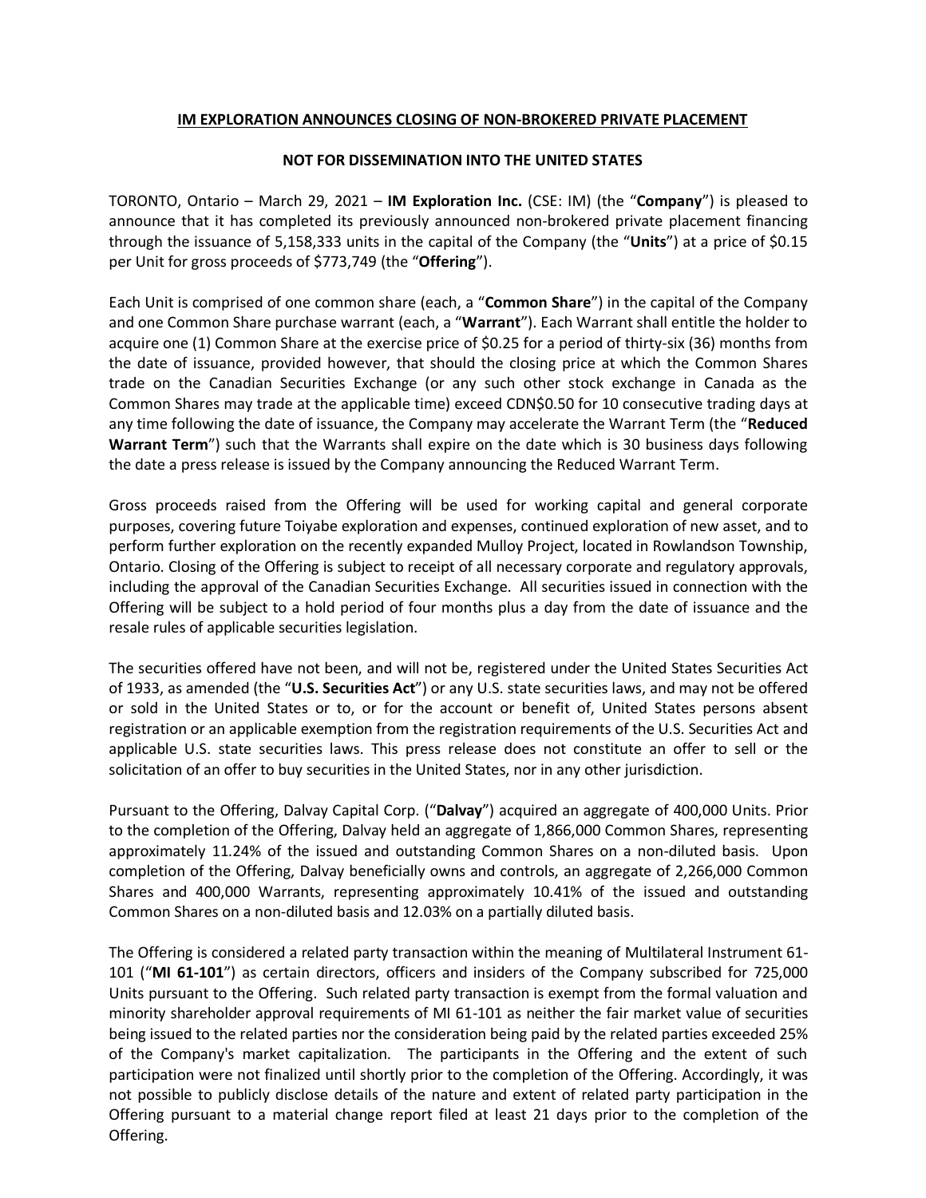**IM EXPLORATION ANNOUNCES CLOSING OF NON-BROKERED PRIVATE PLACEMENT**

**NOT FOR DISSEMINATION INTO THE UNITED STATES**

TORONTO, Ontario – March 29, 2021 – **IM Exploration Inc.** (CSE: IM) (the "**Company**") is pleased to announce that it has completed its previously announced non-brokered private placement financing through the issuance of 5,158,333 units in the capital of the Company (the "**Units**") at a price of $0.15 per Unit for gross proceeds of $773,749 (the "**Offering**").

Each Unit is comprised of one common share (each, a "**Common Share**") in the capital of the Company and one Common Share purchase warrant (each, a "**Warrant**"). Each Warrant shall entitle the holder to acquire one (1) Common Share at the exercise price of $0.25 for a period of thirty-six (36) months from the date of issuance, provided however, that should the closing price at which the Common Shares trade on the Canadian Securities Exchange (or any such other stock exchange in Canada as the Common Shares may trade at the applicable time) exceed CDN$0.50 for 10 consecutive trading days at any time following the date of issuance, the Company may accelerate the Warrant Term (the "**Reduced Warrant Term**") such that the Warrants shall expire on the date which is 30 business days following the date a press release is issued by the Company announcing the Reduced Warrant Term.

Gross proceeds raised from the Offering will be used for working capital and general corporate purposes, covering future Toiyabe exploration and expenses, continued exploration of new asset, and to perform further exploration on the recently expanded Mulloy Project, located in Rowlandson Township, Ontario. Closing of the Offering is subject to receipt of all necessary corporate and regulatory approvals, including the approval of the Canadian Securities Exchange. All securities issued in connection with the Offering will be subject to a hold period of four months plus a day from the date of issuance and the resale rules of applicable securities legislation.

The securities offered have not been, and will not be, registered under the United States Securities Act of 1933, as amended (the "**U.S. Securities Act**") or any U.S. state securities laws, and may not be offered or sold in the United States or to, or for the account or benefit of, United States persons absent registration or an applicable exemption from the registration requirements of the U.S. Securities Act and applicable U.S. state securities laws. This press release does not constitute an offer to sell or the solicitation of an offer to buy securities in the United States, nor in any other jurisdiction.

Pursuant to the Offering, Dalvay Capital Corp. ("**Dalvay**") acquired an aggregate of 400,000 Units. Prior to the completion of the Offering, Dalvay held an aggregate of 1,866,000 Common Shares, representing approximately 11.24% of the issued and outstanding Common Shares on a non-diluted basis. Upon completion of the Offering, Dalvay beneficially owns and controls, an aggregate of 2,266,000 Common Shares and 400,000 Warrants, representing approximately 10.41% of the issued and outstanding Common Shares on a non-diluted basis and 12.03% on a partially diluted basis.

The Offering is considered a related party transaction within the meaning of Multilateral Instrument 61-101 ("**MI 61-101**") as certain directors, officers and insiders of the Company subscribed for 725,000 Units pursuant to the Offering. Such related party transaction is exempt from the formal valuation and minority shareholder approval requirements of MI 61-101 as neither the fair market value of securities being issued to the related parties nor the consideration being paid by the related parties exceeded 25% of the Company's market capitalization. The participants in the Offering and the extent of such participation were not finalized until shortly prior to the completion of the Offering. Accordingly, it was not possible to publicly disclose details of the nature and extent of related party participation in the Offering pursuant to a material change report filed at least 21 days prior to the completion of the Offering.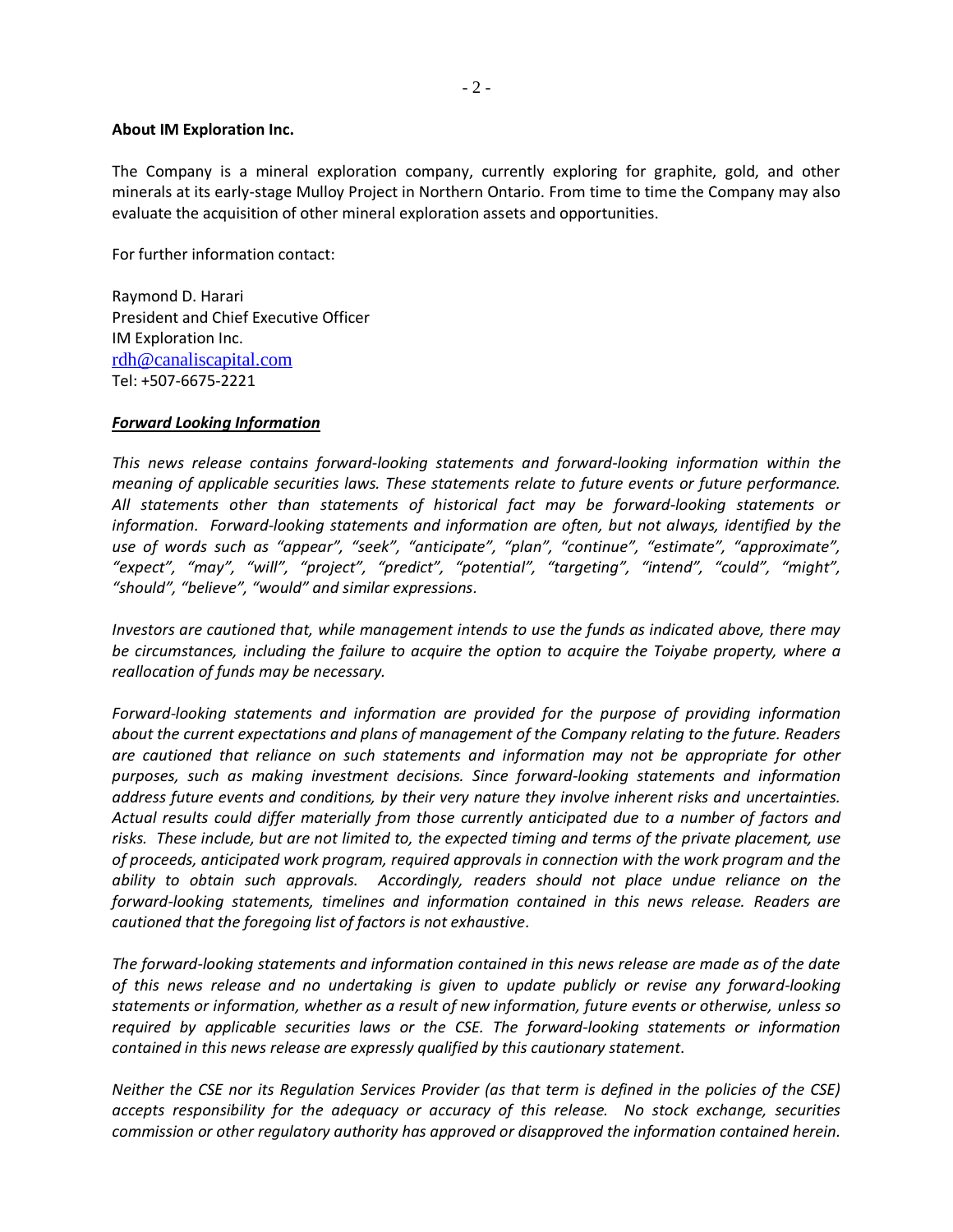**About IM Exploration Inc.**

The Company is a mineral exploration company, currently exploring for graphite, gold, and other minerals at its early-stage Mulloy Project in Northern Ontario. From time to time the Company may also evaluate the acquisition of other mineral exploration assets and opportunities.

For further information contact:

Raymond D. Harari
President and Chief Executive Officer
IM Exploration Inc.
rdh@canaliscapital.com
Tel: +507-6675-2221

***Forward Looking Information***

*This news release contains forward-looking statements and forward-looking information within the meaning of applicable securities laws. These statements relate to future events or future performance. All statements other than statements of historical fact may be forward-looking statements or information. Forward-looking statements and information are often, but not always, identified by the use of words such as "appear", "seek", "anticipate", "plan", "continue", "estimate", "approximate", "expect", "may", "will", "project", "predict", "potential", "targeting", "intend", "could", "might", "should", "believe", "would" and similar expressions.*

*Investors are cautioned that, while management intends to use the funds as indicated above, there may be circumstances, including the failure to acquire the option to acquire the Toiyabe property, where a reallocation of funds may be necessary.*

*Forward-looking statements and information are provided for the purpose of providing information about the current expectations and plans of management of the Company relating to the future. Readers are cautioned that reliance on such statements and information may not be appropriate for other purposes, such as making investment decisions. Since forward-looking statements and information address future events and conditions, by their very nature they involve inherent risks and uncertainties. Actual results could differ materially from those currently anticipated due to a number of factors and risks. These include, but are not limited to, the expected timing and terms of the private placement, use of proceeds, anticipated work program, required approvals in connection with the work program and the ability to obtain such approvals. Accordingly, readers should not place undue reliance on the forward-looking statements, timelines and information contained in this news release. Readers are cautioned that the foregoing list of factors is not exhaustive.*

*The forward-looking statements and information contained in this news release are made as of the date of this news release and no undertaking is given to update publicly or revise any forward-looking statements or information, whether as a result of new information, future events or otherwise, unless so required by applicable securities laws or the CSE. The forward-looking statements or information contained in this news release are expressly qualified by this cautionary statement.*

*Neither the CSE nor its Regulation Services Provider (as that term is defined in the policies of the CSE) accepts responsibility for the adequacy or accuracy of this release. No stock exchange, securities commission or other regulatory authority has approved or disapproved the information contained herein.*